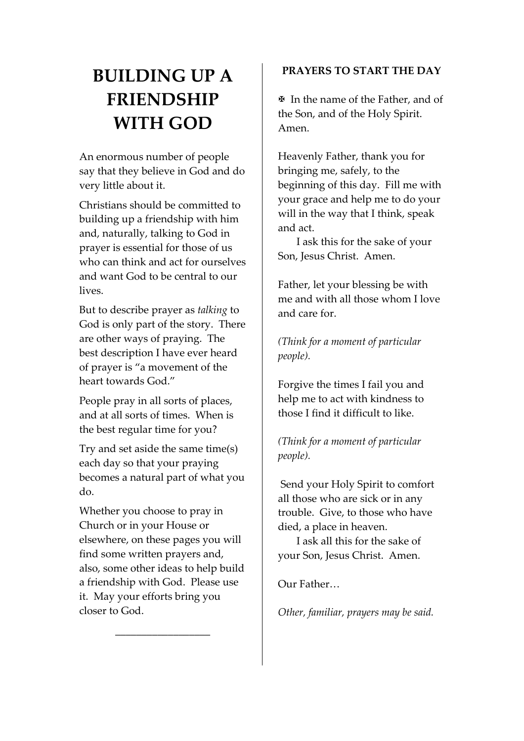# BUILDING UP A FRIENDSHIP WITH GOD

An enormous number of people say that they believe in God and do very little about it.

Christians should be committed to building up a friendship with him and, naturally, talking to God in prayer is essential for those of us who can think and act for ourselves and want God to be central to our lives.

But to describe prayer as *talking* to God is only part of the story. There are other ways of praying. The best description I have ever heard of prayer is "a movement of the heart towards God."

People pray in all sorts of places, and at all sorts of times. When is the best regular time for you?

Try and set aside the same time(s) each day so that your praying becomes a natural part of what you do.

Whether you choose to pray in Church or in your House or elsewhere, on these pages you will find some written prayers and, also, some other ideas to help build a friendship with God. Please use it. May your efforts bring you closer to God.

---

**PRAYERS TO START THE DAY**

✠ In the name of the Father, and of the Son, and of the Holy Spirit. Amen.

Heavenly Father, thank you for bringing me, safely, to the beginning of this day. Fill me with your grace and help me to do your will in the way that I think, speak and act.

I ask this for the sake of your Son, Jesus Christ. Amen.

Father, let your blessing be with me and with all those whom I love and care for.

*(Think for a moment of particular people).*

Forgive the times I fail you and help me to act with kindness to those I find it difficult to like.

*(Think for a moment of particular people).*

Send your Holy Spirit to comfort all those who are sick or in any trouble. Give, to those who have died, a place in heaven.

I ask all this for the sake of your Son, Jesus Christ. Amen.

Our Father…

*Other, familiar, prayers may be said.*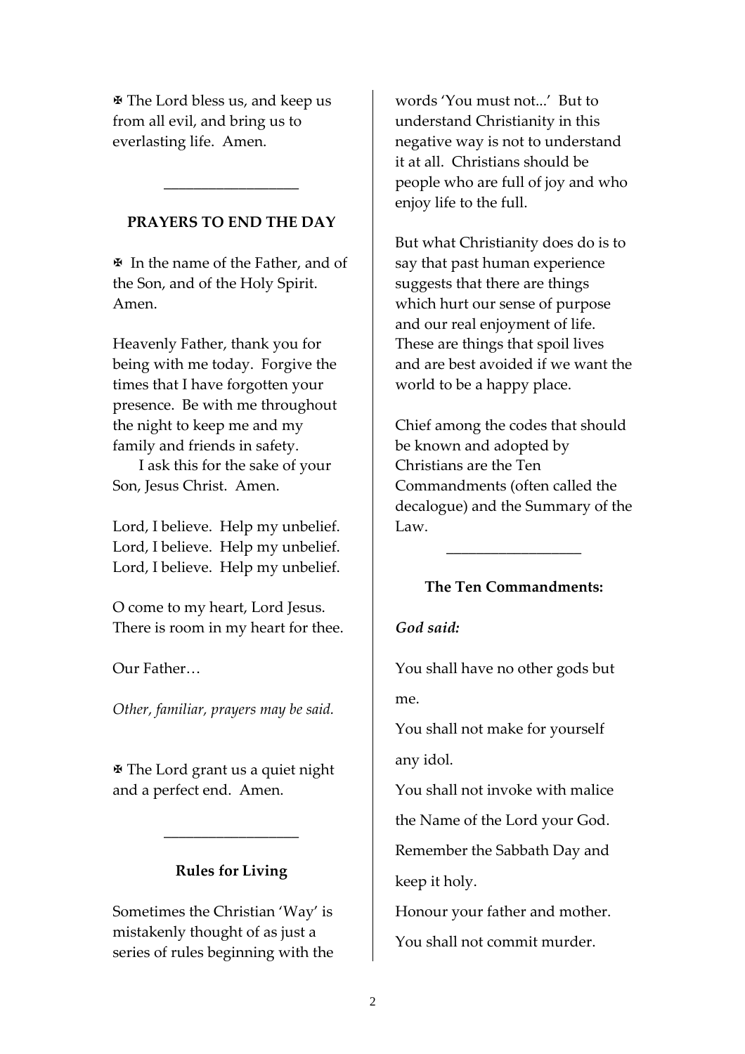✠ The Lord bless us, and keep us from all evil, and bring us to everlasting life. Amen.

---

**PRAYERS TO END THE DAY**

✠ In the name of the Father, and of the Son, and of the Holy Spirit. Amen.

Heavenly Father, thank you for being with me today. Forgive the times that I have forgotten your presence. Be with me throughout the night to keep me and my family and friends in safety.
I ask this for the sake of your Son, Jesus Christ. Amen.

Lord, I believe. Help my unbelief.
Lord, I believe. Help my unbelief.
Lord, I believe. Help my unbelief.

O come to my heart, Lord Jesus.
There is room in my heart for thee.

Our Father…

*Other, familiar, prayers may be said.*

✠ The Lord grant us a quiet night and a perfect end. Amen.

---

**Rules for Living**

Sometimes the Christian 'Way' is mistakenly thought of as just a series of rules beginning with the words 'You must not...' But to understand Christianity in this negative way is not to understand it at all. Christians should be people who are full of joy and who enjoy life to the full.

But what Christianity does do is to say that past human experience suggests that there are things which hurt our sense of purpose and our real enjoyment of life. These are things that spoil lives and are best avoided if we want the world to be a happy place.

Chief among the codes that should be known and adopted by Christians are the Ten Commandments (often called the decalogue) and the Summary of the Law.

---

**The Ten Commandments:**

***God said:***

You shall have no other gods but me.

You shall not make for yourself any idol.

You shall not invoke with malice the Name of the Lord your God.

Remember the Sabbath Day and keep it holy.

Honour your father and mother.

You shall not commit murder.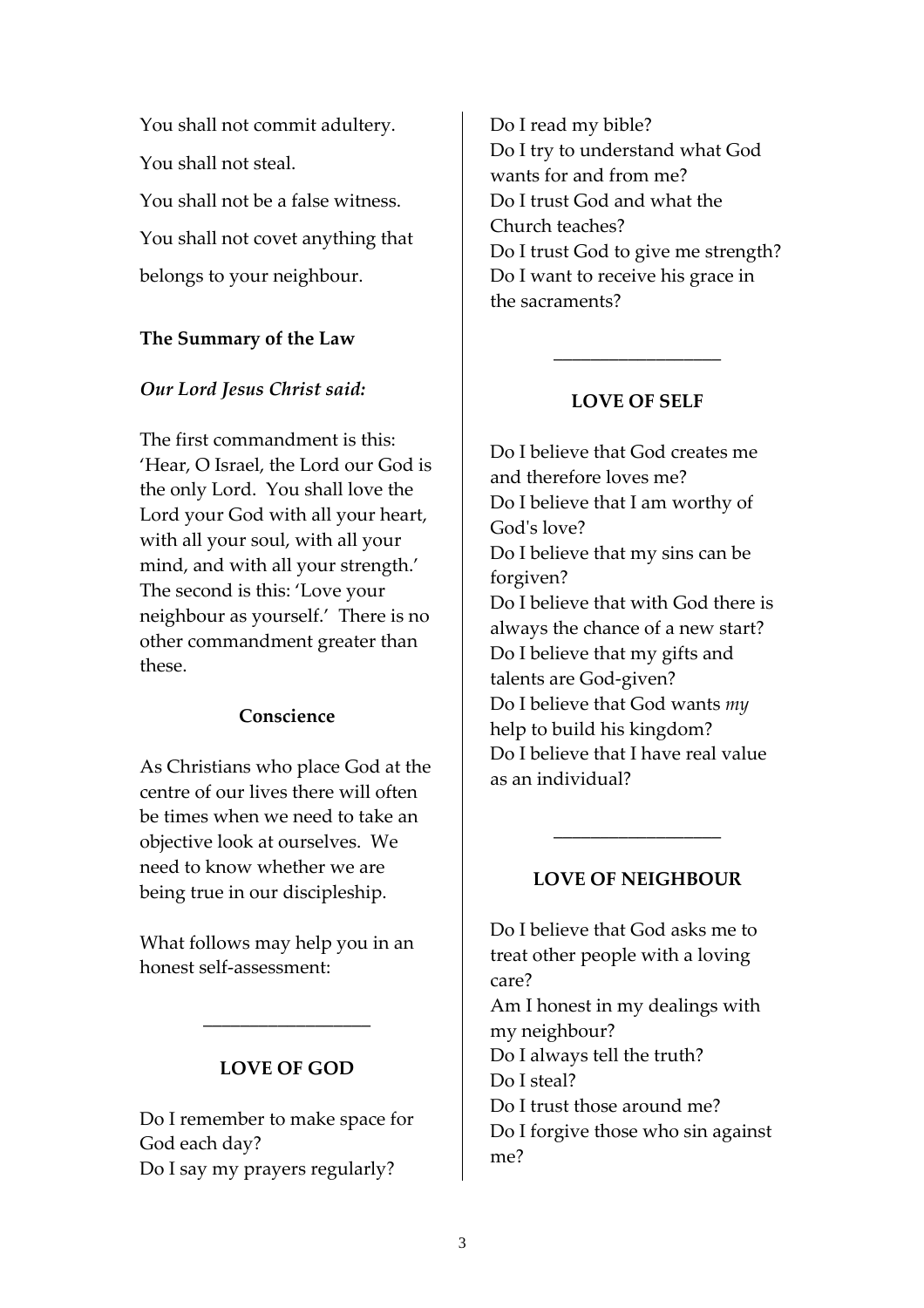You shall not commit adultery.

You shall not steal.

You shall not be a false witness.

You shall not covet anything that belongs to your neighbour.

**The Summary of the Law**

***Our Lord Jesus Christ said:***

The first commandment is this: 'Hear, O Israel, the Lord our God is the only Lord. You shall love the Lord your God with all your heart, with all your soul, with all your mind, and with all your strength.' The second is this: 'Love your neighbour as yourself.' There is no other commandment greater than these.

**Conscience**

As Christians who place God at the centre of our lives there will often be times when we need to take an objective look at ourselves. We need to know whether we are being true in our discipleship.

What follows may help you in an honest self-assessment:

---

**LOVE OF GOD**

Do I remember to make space for God each day?
Do I say my prayers regularly?
Do I read my bible?
Do I try to understand what God wants for and from me?
Do I trust God and what the Church teaches?
Do I trust God to give me strength?
Do I want to receive his grace in the sacraments?

---

**LOVE OF SELF**

Do I believe that God creates me and therefore loves me?
Do I believe that I am worthy of God's love?
Do I believe that my sins can be forgiven?
Do I believe that with God there is always the chance of a new start?
Do I believe that my gifts and talents are God-given?
Do I believe that God wants *my* help to build his kingdom?
Do I believe that I have real value as an individual?

---

**LOVE OF NEIGHBOUR**

Do I believe that God asks me to treat other people with a loving care?
Am I honest in my dealings with my neighbour?
Do I always tell the truth?
Do I steal?
Do I trust those around me?
Do I forgive those who sin against me?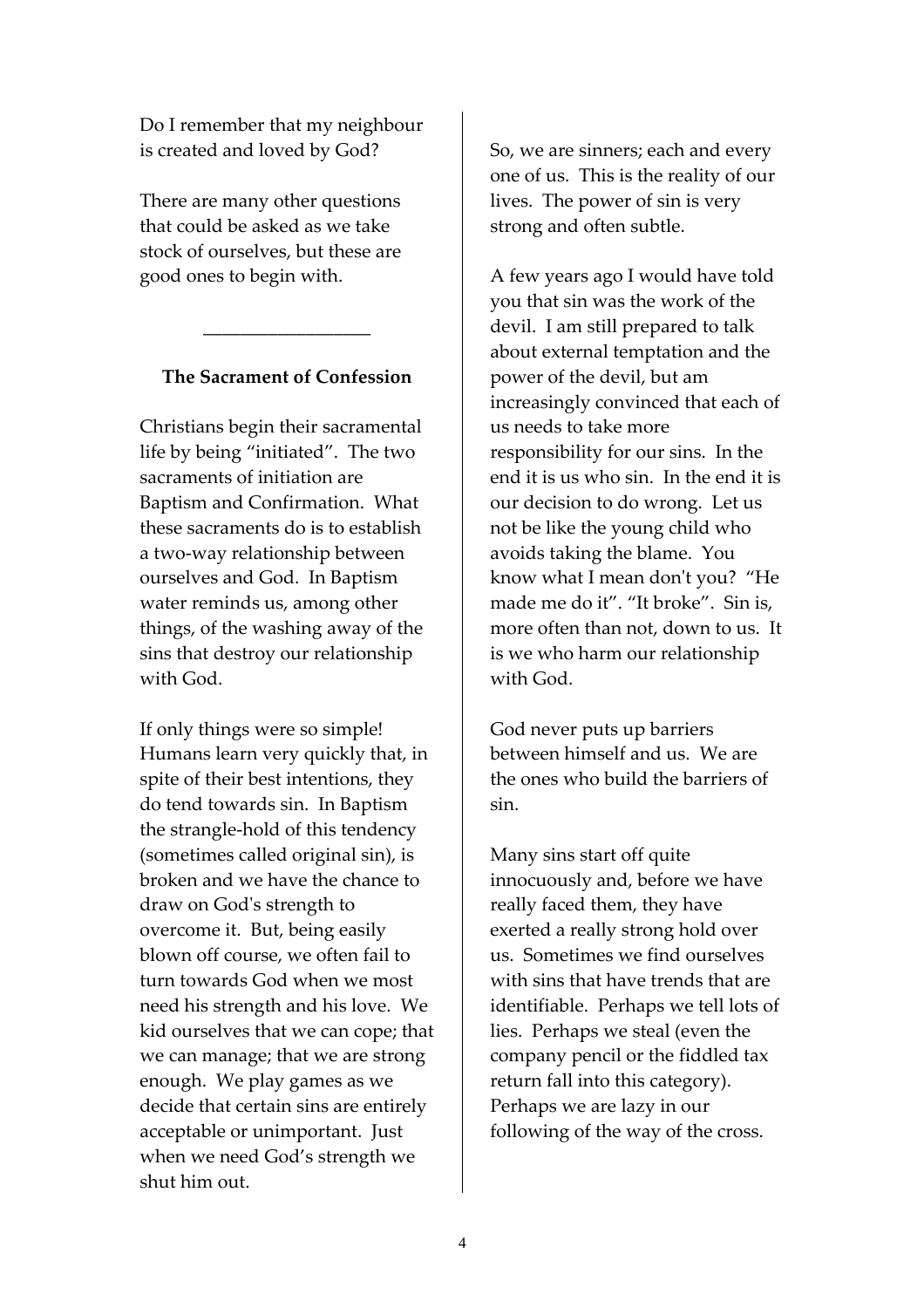Do I remember that my neighbour is created and loved by God?

There are many other questions that could be asked as we take stock of ourselves, but these are good ones to begin with.

---

### The Sacrament of Confession

Christians begin their sacramental life by being "initiated". The two sacraments of initiation are Baptism and Confirmation. What these sacraments do is to establish a two-way relationship between ourselves and God. In Baptism water reminds us, among other things, of the washing away of the sins that destroy our relationship with God.

If only things were so simple! Humans learn very quickly that, in spite of their best intentions, they do tend towards sin. In Baptism the strangle-hold of this tendency (sometimes called original sin), is broken and we have the chance to draw on God's strength to overcome it. But, being easily blown off course, we often fail to turn towards God when we most need his strength and his love. We kid ourselves that we can cope; that we can manage; that we are strong enough. We play games as we decide that certain sins are entirely acceptable or unimportant. Just when we need God's strength we shut him out.

So, we are sinners; each and every one of us. This is the reality of our lives. The power of sin is very strong and often subtle.

A few years ago I would have told you that sin was the work of the devil. I am still prepared to talk about external temptation and the power of the devil, but am increasingly convinced that each of us needs to take more responsibility for our sins. In the end it is us who sin. In the end it is our decision to do wrong. Let us not be like the young child who avoids taking the blame. You know what I mean don't you? "He made me do it". "It broke". Sin is, more often than not, down to us. It is we who harm our relationship with God.

God never puts up barriers between himself and us. We are the ones who build the barriers of sin.

Many sins start off quite innocuously and, before we have really faced them, they have exerted a really strong hold over us. Sometimes we find ourselves with sins that have trends that are identifiable. Perhaps we tell lots of lies. Perhaps we steal (even the company pencil or the fiddled tax return fall into this category). Perhaps we are lazy in our following of the way of the cross.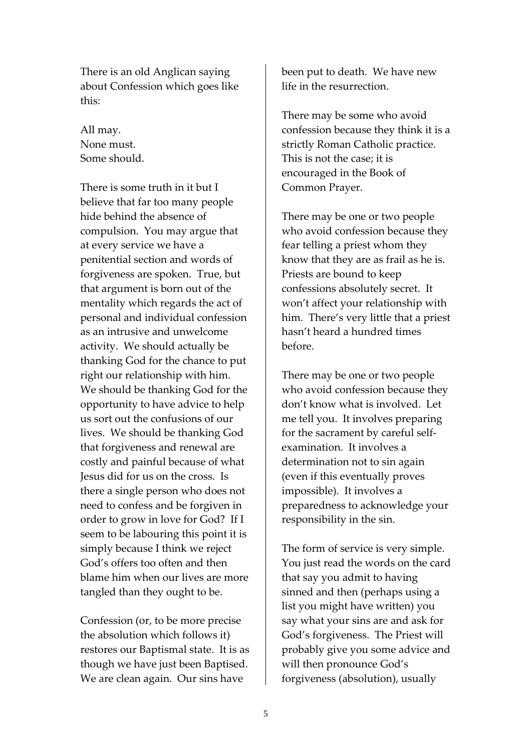There is an old Anglican saying about Confession which goes like this:

All may.
None must.
Some should.

There is some truth in it but I believe that far too many people hide behind the absence of compulsion. You may argue that at every service we have a penitential section and words of forgiveness are spoken. True, but that argument is born out of the mentality which regards the act of personal and individual confession as an intrusive and unwelcome activity. We should actually be thanking God for the chance to put right our relationship with him. We should be thanking God for the opportunity to have advice to help us sort out the confusions of our lives. We should be thanking God that forgiveness and renewal are costly and painful because of what Jesus did for us on the cross. Is there a single person who does not need to confess and be forgiven in order to grow in love for God? If I seem to be labouring this point it is simply because I think we reject God's offers too often and then blame him when our lives are more tangled than they ought to be.

Confession (or, to be more precise the absolution which follows it) restores our Baptismal state. It is as though we have just been Baptised. We are clean again. Our sins have been put to death. We have new life in the resurrection.

There may be some who avoid confession because they think it is a strictly Roman Catholic practice. This is not the case; it is encouraged in the Book of Common Prayer.

There may be one or two people who avoid confession because they fear telling a priest whom they know that they are as frail as he is. Priests are bound to keep confessions absolutely secret. It won't affect your relationship with him. There's very little that a priest hasn't heard a hundred times before.

There may be one or two people who avoid confession because they don't know what is involved. Let me tell you. It involves preparing for the sacrament by careful self-examination. It involves a determination not to sin again (even if this eventually proves impossible). It involves a preparedness to acknowledge your responsibility in the sin.

The form of service is very simple. You just read the words on the card that say you admit to having sinned and then (perhaps using a list you might have written) you say what your sins are and ask for God's forgiveness. The Priest will probably give you some advice and will then pronounce God's forgiveness (absolution), usually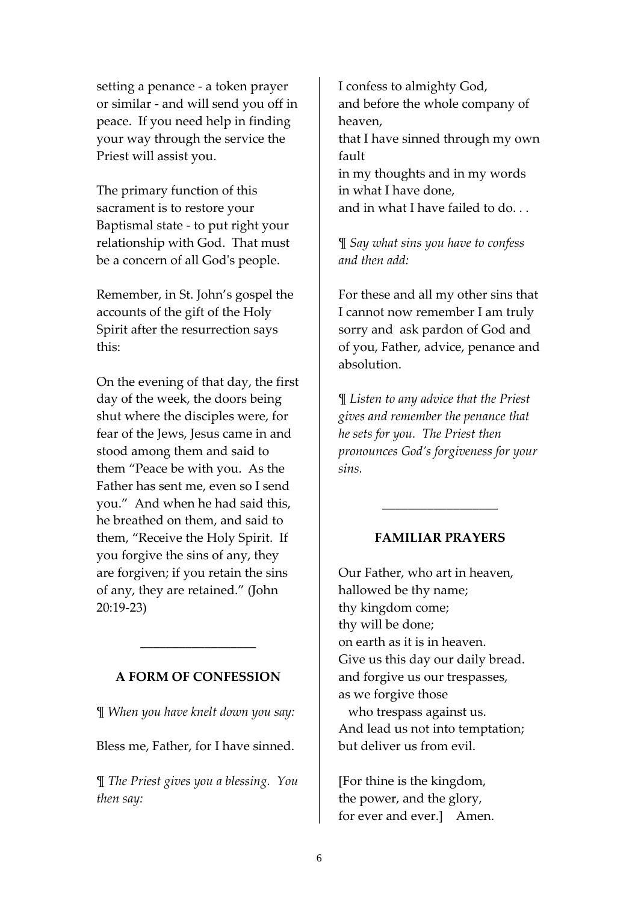setting a penance - a token prayer or similar - and will send you off in peace. If you need help in finding your way through the service the Priest will assist you.

The primary function of this sacrament is to restore your Baptismal state - to put right your relationship with God. That must be a concern of all God's people.

Remember, in St. John's gospel the accounts of the gift of the Holy Spirit after the resurrection says this:

On the evening of that day, the first day of the week, the doors being shut where the disciples were, for fear of the Jews, Jesus came in and stood among them and said to them "Peace be with you. As the Father has sent me, even so I send you." And when he had said this, he breathed on them, and said to them, "Receive the Holy Spirit. If you forgive the sins of any, they are forgiven; if you retain the sins of any, they are retained." (John 20:19-23)

---

## A FORM OF CONFESSION

¶ *When you have knelt down you say:*

Bless me, Father, for I have sinned.

¶ *The Priest gives you a blessing. You then say:*

I confess to almighty God,
and before the whole company of heaven,
that I have sinned through my own fault
in my thoughts and in my words
in what I have done,
and in what I have failed to do. . .

¶ *Say what sins you have to confess and then add:*

For these and all my other sins that I cannot now remember I am truly sorry and ask pardon of God and of you, Father, advice, penance and absolution.

¶ *Listen to any advice that the Priest gives and remember the penance that he sets for you. The Priest then pronounces God's forgiveness for your sins.*

---

## FAMILIAR PRAYERS

Our Father, who art in heaven,
hallowed be thy name;
thy kingdom come;
thy will be done;
on earth as it is in heaven.
Give us this day our daily bread.
and forgive us our trespasses,
as we forgive those
who trespass against us.
And lead us not into temptation;
but deliver us from evil.

[For thine is the kingdom,
the power, and the glory,
for ever and ever.] Amen.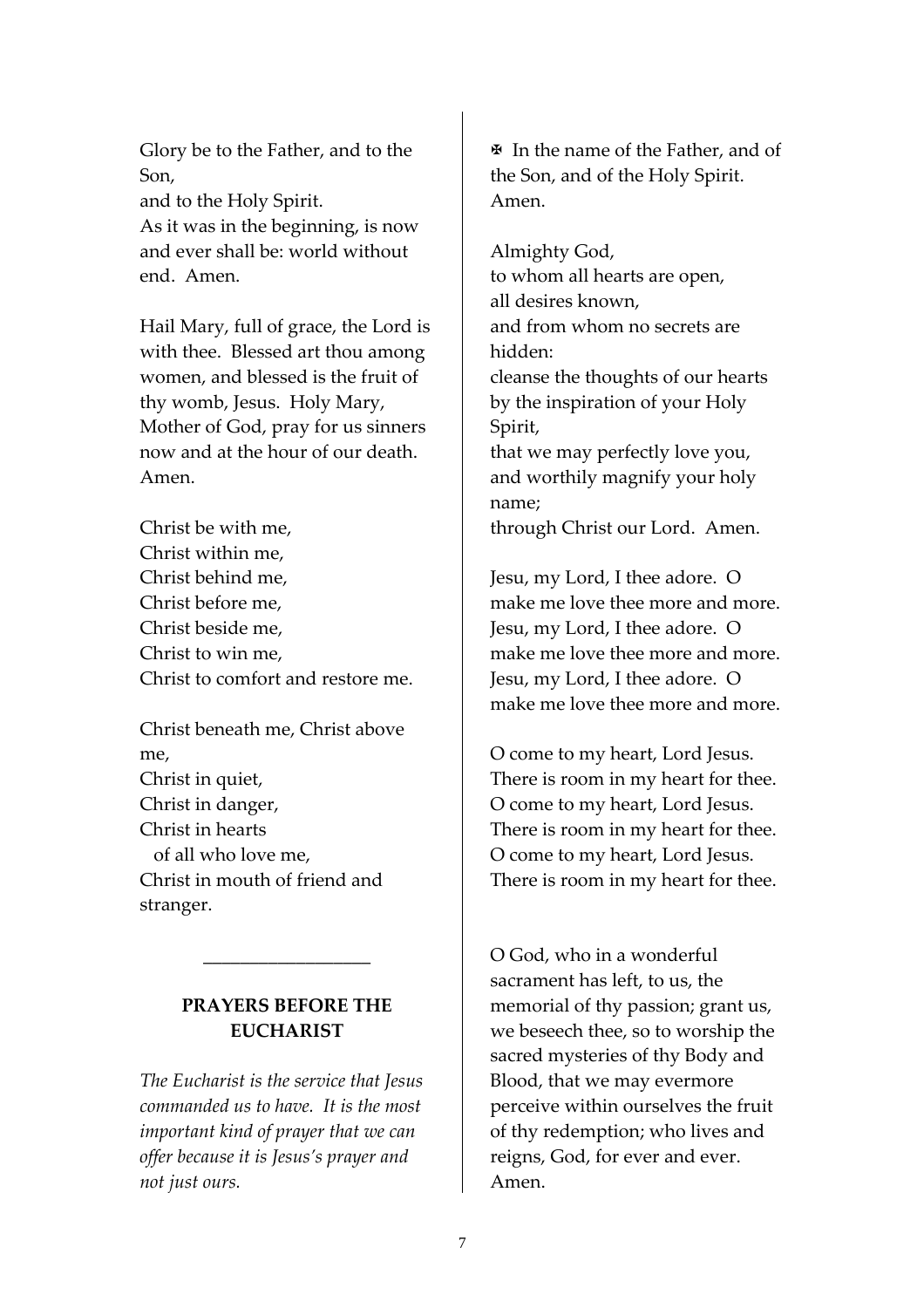Glory be to the Father, and to the Son,
and to the Holy Spirit.
As it was in the beginning, is now and ever shall be: world without end. Amen.

Hail Mary, full of grace, the Lord is with thee. Blessed art thou among women, and blessed is the fruit of thy womb, Jesus. Holy Mary, Mother of God, pray for us sinners now and at the hour of our death. Amen.

Christ be with me,
Christ within me,
Christ behind me,
Christ before me,
Christ beside me,
Christ to win me,
Christ to comfort and restore me.

Christ beneath me, Christ above me,
Christ in quiet,
Christ in danger,
Christ in hearts
of all who love me,
Christ in mouth of friend and stranger.

---

## PRAYERS BEFORE THE EUCHARIST

*The Eucharist is the service that Jesus commanded us to have. It is the most important kind of prayer that we can offer because it is Jesus's prayer and not just ours.*

✠ In the name of the Father, and of the Son, and of the Holy Spirit. Amen.

Almighty God,
to whom all hearts are open,
all desires known,
and from whom no secrets are hidden:
cleanse the thoughts of our hearts by the inspiration of your Holy Spirit,
that we may perfectly love you,
and worthily magnify your holy name;
through Christ our Lord. Amen.

Jesu, my Lord, I thee adore. O make me love thee more and more.
Jesu, my Lord, I thee adore. O make me love thee more and more.
Jesu, my Lord, I thee adore. O make me love thee more and more.

O come to my heart, Lord Jesus.
There is room in my heart for thee.
O come to my heart, Lord Jesus.
There is room in my heart for thee.
O come to my heart, Lord Jesus.
There is room in my heart for thee.

O God, who in a wonderful sacrament has left, to us, the memorial of thy passion; grant us, we beseech thee, so to worship the sacred mysteries of thy Body and Blood, that we may evermore perceive within ourselves the fruit of thy redemption; who lives and reigns, God, for ever and ever. Amen.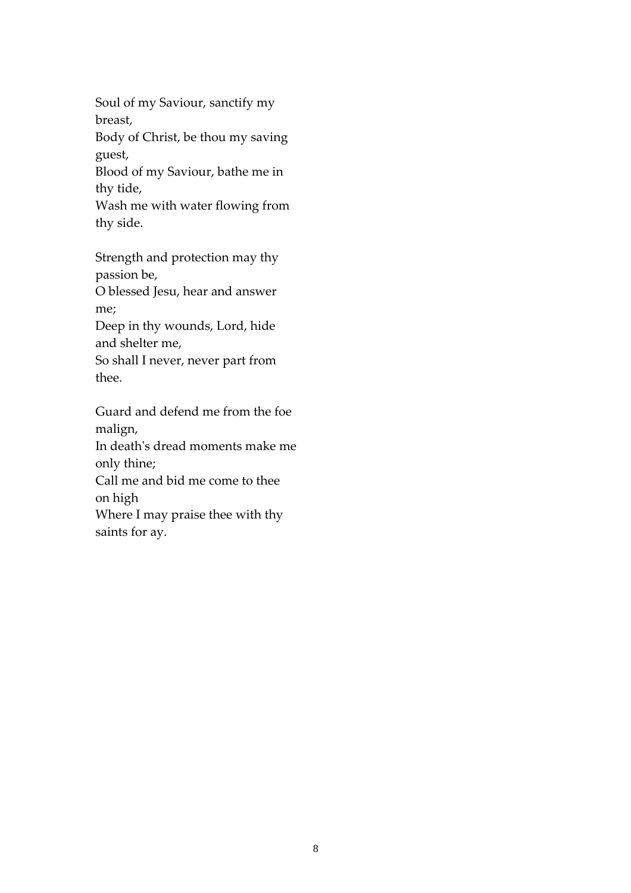Soul of my Saviour, sanctify my breast,  
Body of Christ, be thou my saving guest,  
Blood of my Saviour, bathe me in thy tide,  
Wash me with water flowing from thy side.

Strength and protection may thy passion be,  
O blessed Jesu, hear and answer me;  
Deep in thy wounds, Lord, hide and shelter me,  
So shall I never, never part from thee.

Guard and defend me from the foe malign,  
In death's dread moments make me only thine;  
Call me and bid me come to thee on high  
Where I may praise thee with thy saints for ay.